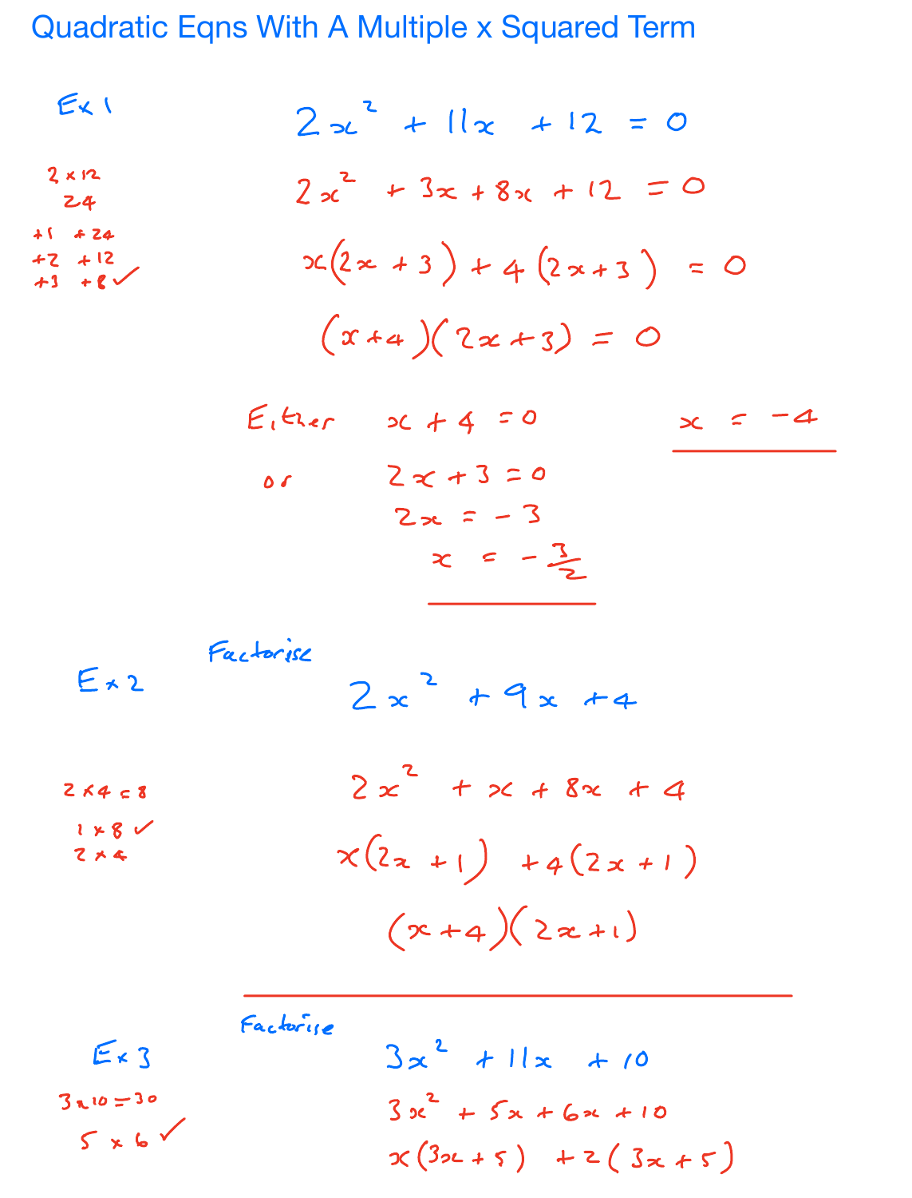# Quadratic Eqns With A Multiple x Squared Term

**Ex 1**

$2 \times 12$

$24$

$+1 \quad +24$

$+2 \quad +12$

$+3 \quad +8$ ✓

$$2x^2 + 11x + 12 = 0$$

$$2x^2 + 3x + 8x + 12 = 0$$

$$x(2x + 3) + 4(2x + 3) = 0$$

$$(x + 4)(2x + 3) = 0$$

Either $x + 4 = 0$ $\qquad$ $\underline{x = -4}$

or $2x + 3 = 0$

$2x = -3$

$\underline{x = -\frac{3}{2}}$

**Ex 2** $\qquad$ Factorise

$2 \times 4 = 8$

$1 \times 8$ ✓

$2 \times 4$

$$2x^2 + 9x + 4$$

$$2x^2 + x + 8x + 4$$

$$x(2x + 1) + 4(2x + 1)$$

$$(x + 4)(2x + 1)$$

---

**Ex 3** $\qquad$ Factorise

$3 \times 10 = 30$

$5 \times 6$ ✓

$$3x^2 + 11x + 10$$

$$3x^2 + 5x + 6x + 10$$

$$x(3x + 5) + 2(3x + 5)$$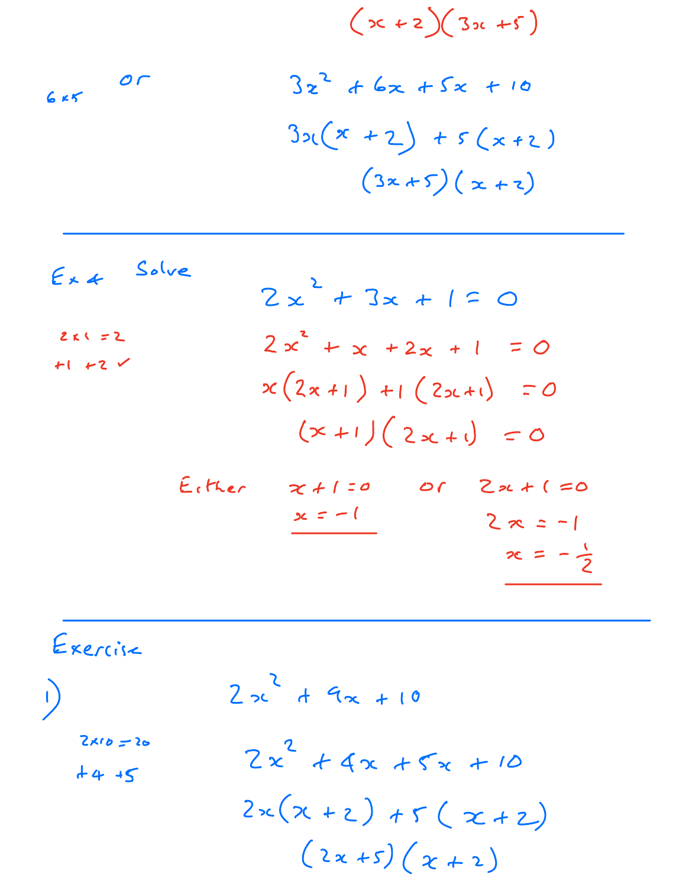$$(x+2)(3x+5)$$

$6 \times 5$ or

$$3x^2 + 6x + 5x + 10$$

$$3x(x+2) + 5(x+2)$$

$$(3x+5)(x+2)$$

---

Ex 4 Solve

$$2x^2 + 3x + 1 = 0$$

$2 \times 1 = 2$

$+1 \quad +2$ ✓

$$2x^2 + x + 2x + 1 = 0$$

$$x(2x+1) + 1(2x+1) = 0$$

$$(x+1)(2x+1) = 0$$

Either $x + 1 = 0$ or $2x + 1 = 0$

$\underline{x = -1}$

$2x = -1$

$\underline{x = -\frac{1}{2}}$

---

Exercise

1)

$$2x^2 + 9x + 10$$

$2 \times 10 = 20$

$+4 \quad +5$

$$2x^2 + 4x + 5x + 10$$

$$2x(x+2) + 5(x+2)$$

$$(2x+5)(x+2)$$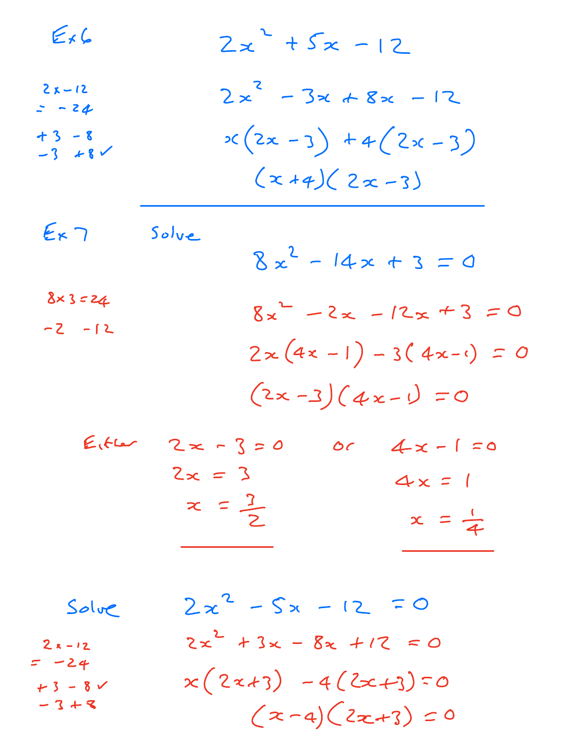Ex6

$$2x^2 + 5x - 12$$

$2x - 12$
$= -24$

$+3 \quad -8$
$-3 \quad +8$ ✓

$$2x^2 - 3x + 8x - 12$$

$$x(2x - 3) + 4(2x - 3)$$

$$(x + 4)(2x - 3)$$

---

Ex 7 Solve

$$8x^2 - 14x + 3 = 0$$

$8 \times 3 = 24$

$-2 \quad -12$

$$8x^2 - 2x - 12x + 3 = 0$$

$$2x(4x - 1) - 3(4x - 1) = 0$$

$$(2x - 3)(4x - 1) = 0$$

Either $2x - 3 = 0$ or $4x - 1 = 0$

$2x = 3$ $\qquad$ $4x = 1$

$x = \frac{3}{2}$ $\qquad$ $x = \frac{1}{4}$

Solve

$$2x^2 - 5x - 12 = 0$$

$2x - 12$
$= -24$

$+3 \quad -8$ ✓
$-3 \quad +8$

$$2x^2 + 3x - 8x + 12 = 0$$

$$x(2x + 3) - 4(2x + 3) = 0$$

$$(x - 4)(2x + 3) = 0$$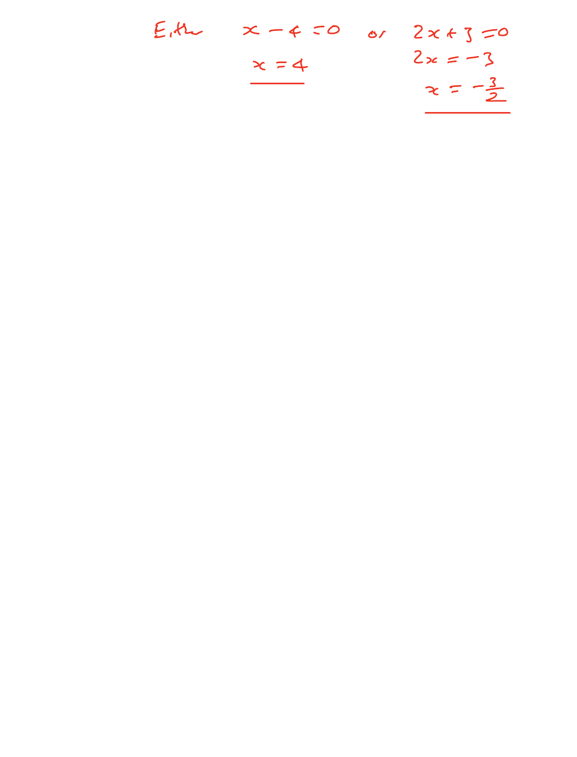Either $x - 4 = 0$ or $2x + 3 = 0$

$x = 4$

$2x = -3$

$x = -\frac{3}{2}$